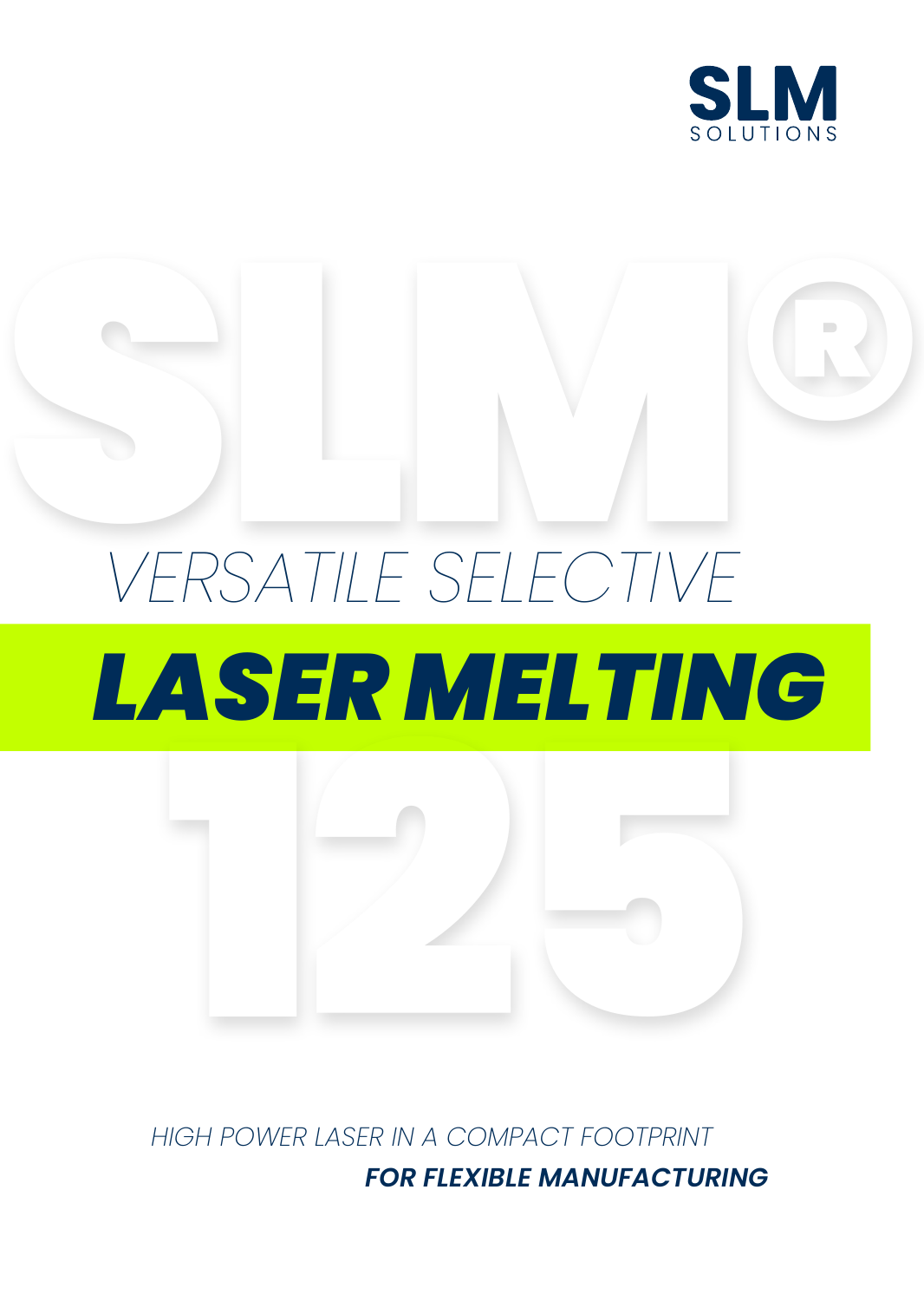SLM SOLUTIONS

# SLM® 125

## VERSATILE SELECTIVE LASER MELTING

*HIGH POWER LASER IN A COMPACT FOOTPRINT*

***FOR FLEXIBLE MANUFACTURING***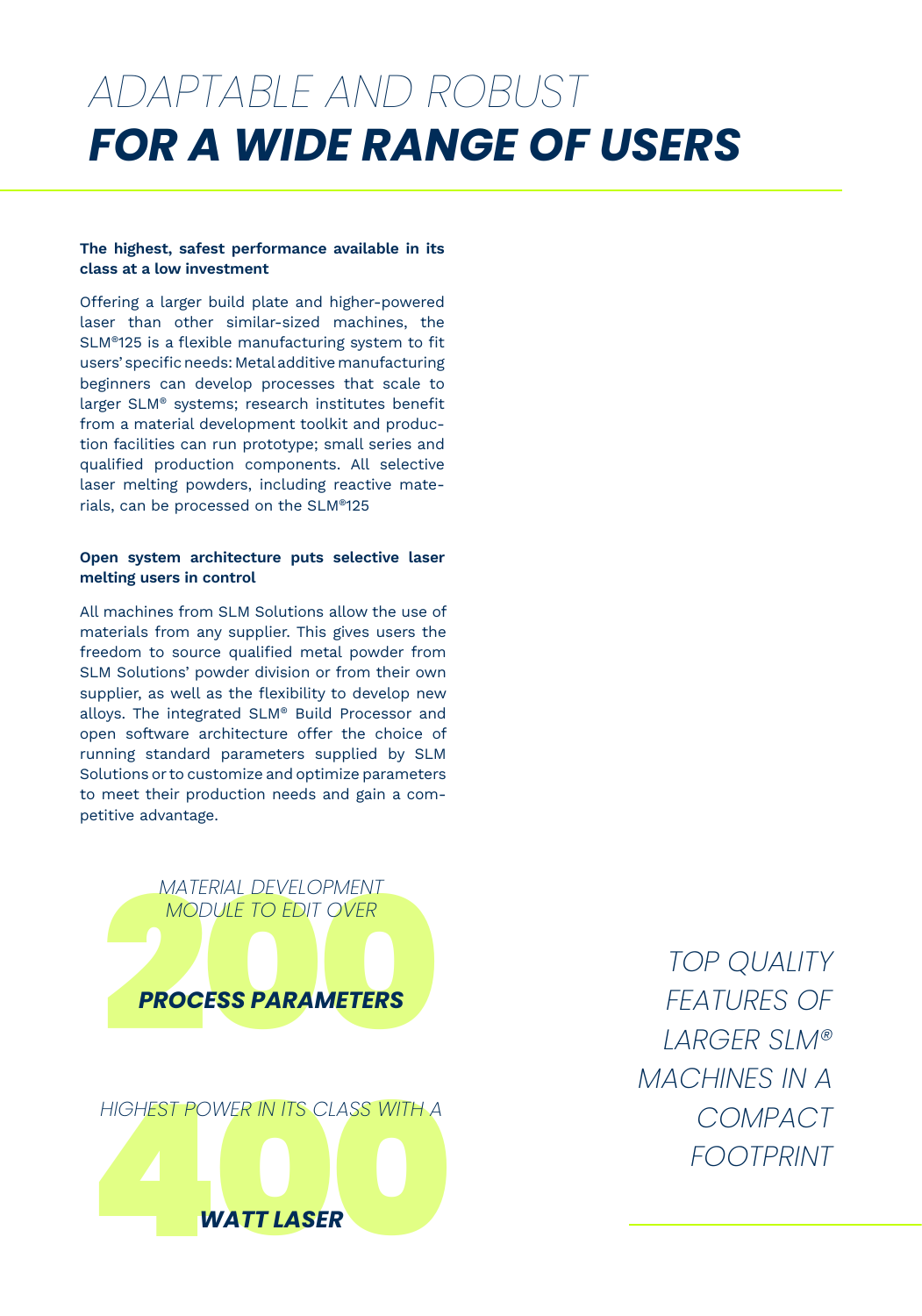# *ADAPTABLE AND ROBUST* ***FOR A WIDE RANGE OF USERS***

**The highest, safest performance available in its class at a low investment**

Offering a larger build plate and higher-powered laser than other similar-sized machines, the SLM®125 is a flexible manufacturing system to fit users' specific needs: Metal additive manufacturing beginners can develop processes that scale to larger SLM® systems; research institutes benefit from a material development toolkit and production facilities can run prototype; small series and qualified production components. All selective laser melting powders, including reactive materials, can be processed on the SLM®125

**Open system architecture puts selective laser melting users in control**

All machines from SLM Solutions allow the use of materials from any supplier. This gives users the freedom to source qualified metal powder from SLM Solutions' powder division or from their own supplier, as well as the flexibility to develop new alloys. The integrated SLM® Build Processor and open software architecture offer the choice of running standard parameters supplied by SLM Solutions or to customize and optimize parameters to meet their production needs and gain a competitive advantage.

*MATERIAL DEVELOPMENT MODULE TO EDIT OVER*

**200**

***PROCESS PARAMETERS***

*HIGHEST POWER IN ITS CLASS WITH A*

**400**

***WATT LASER***

*TOP QUALITY FEATURES OF LARGER SLM® MACHINES IN A COMPACT FOOTPRINT*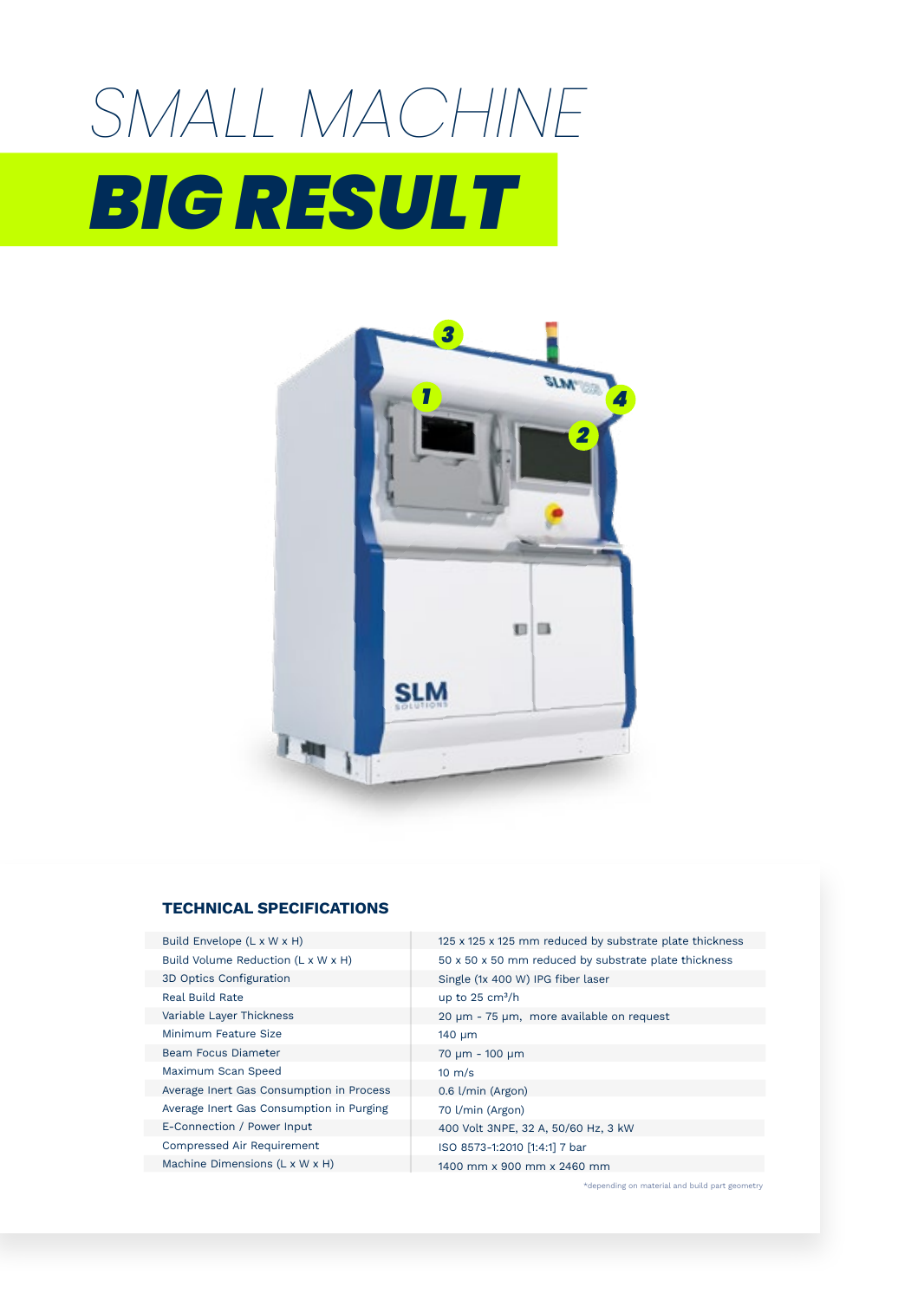# SMALL MACHINE

# ***BIG RESULT***

### TECHNICAL SPECIFICATIONS

| Specification | Value |
| --- | --- |
| Build Envelope (L x W x H) | 125 x 125 x 125 mm reduced by substrate plate thickness |
| Build Volume Reduction (L x W x H) | 50 x 50 x 50 mm reduced by substrate plate thickness |
| 3D Optics Configuration | Single (1x 400 W) IPG fiber laser |
| Real Build Rate | up to 25 cm³/h |
| Variable Layer Thickness | 20 µm - 75 µm, more available on request |
| Minimum Feature Size | 140 µm |
| Beam Focus Diameter | 70 µm - 100 µm |
| Maximum Scan Speed | 10 m/s |
| Average Inert Gas Consumption in Process | 0.6 l/min (Argon) |
| Average Inert Gas Consumption in Purging | 70 l/min (Argon) |
| E-Connection / Power Input | 400 Volt 3NPE, 32 A, 50/60 Hz, 3 kW |
| Compressed Air Requirement | ISO 8573-1:2010 [1:4:1] 7 bar |
| Machine Dimensions (L x W x H) | 1400 mm x 900 mm x 2460 mm |

*depending on material and build part geometry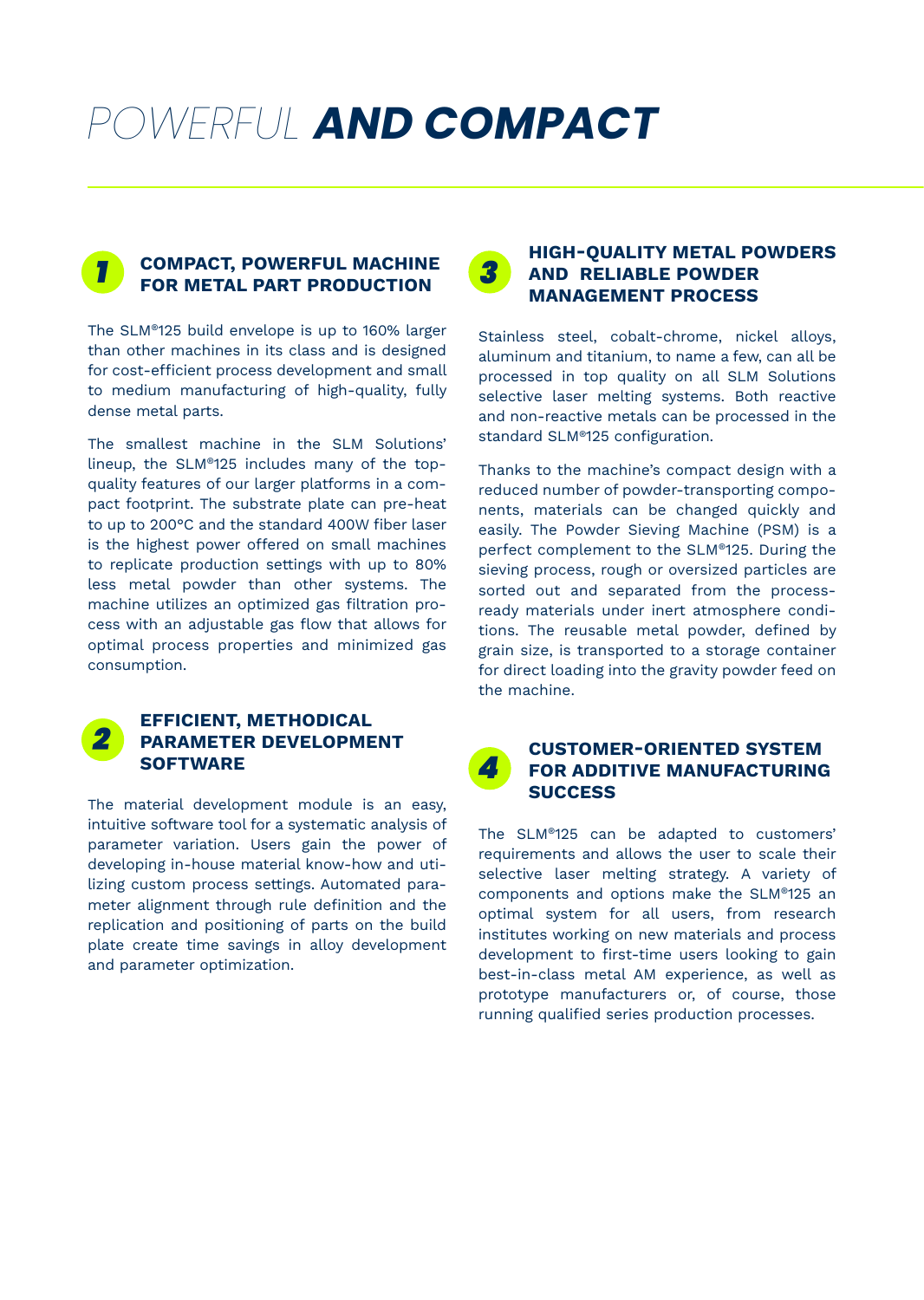# POWERFUL **AND COMPACT**

## 1 COMPACT, POWERFUL MACHINE FOR METAL PART PRODUCTION

The SLM®125 build envelope is up to 160% larger than other machines in its class and is designed for cost-efficient process development and small to medium manufacturing of high-quality, fully dense metal parts.

The smallest machine in the SLM Solutions' lineup, the SLM®125 includes many of the top-quality features of our larger platforms in a compact footprint. The substrate plate can pre-heat to up to 200°C and the standard 400W fiber laser is the highest power offered on small machines to replicate production settings with up to 80% less metal powder than other systems. The machine utilizes an optimized gas filtration process with an adjustable gas flow that allows for optimal process properties and minimized gas consumption.

## 2 EFFICIENT, METHODICAL PARAMETER DEVELOPMENT SOFTWARE

The material development module is an easy, intuitive software tool for a systematic analysis of parameter variation. Users gain the power of developing in-house material know-how and utilizing custom process settings. Automated parameter alignment through rule definition and the replication and positioning of parts on the build plate create time savings in alloy development and parameter optimization.

## 3 HIGH-QUALITY METAL POWDERS AND RELIABLE POWDER MANAGEMENT PROCESS

Stainless steel, cobalt-chrome, nickel alloys, aluminum and titanium, to name a few, can all be processed in top quality on all SLM Solutions selective laser melting systems. Both reactive and non-reactive metals can be processed in the standard SLM®125 configuration.

Thanks to the machine's compact design with a reduced number of powder-transporting components, materials can be changed quickly and easily. The Powder Sieving Machine (PSM) is a perfect complement to the SLM®125. During the sieving process, rough or oversized particles are sorted out and separated from the process-ready materials under inert atmosphere conditions. The reusable metal powder, defined by grain size, is transported to a storage container for direct loading into the gravity powder feed on the machine.

## 4 CUSTOMER-ORIENTED SYSTEM FOR ADDITIVE MANUFACTURING SUCCESS

The SLM®125 can be adapted to customers' requirements and allows the user to scale their selective laser melting strategy. A variety of components and options make the SLM®125 an optimal system for all users, from research institutes working on new materials and process development to first-time users looking to gain best-in-class metal AM experience, as well as prototype manufacturers or, of course, those running qualified series production processes.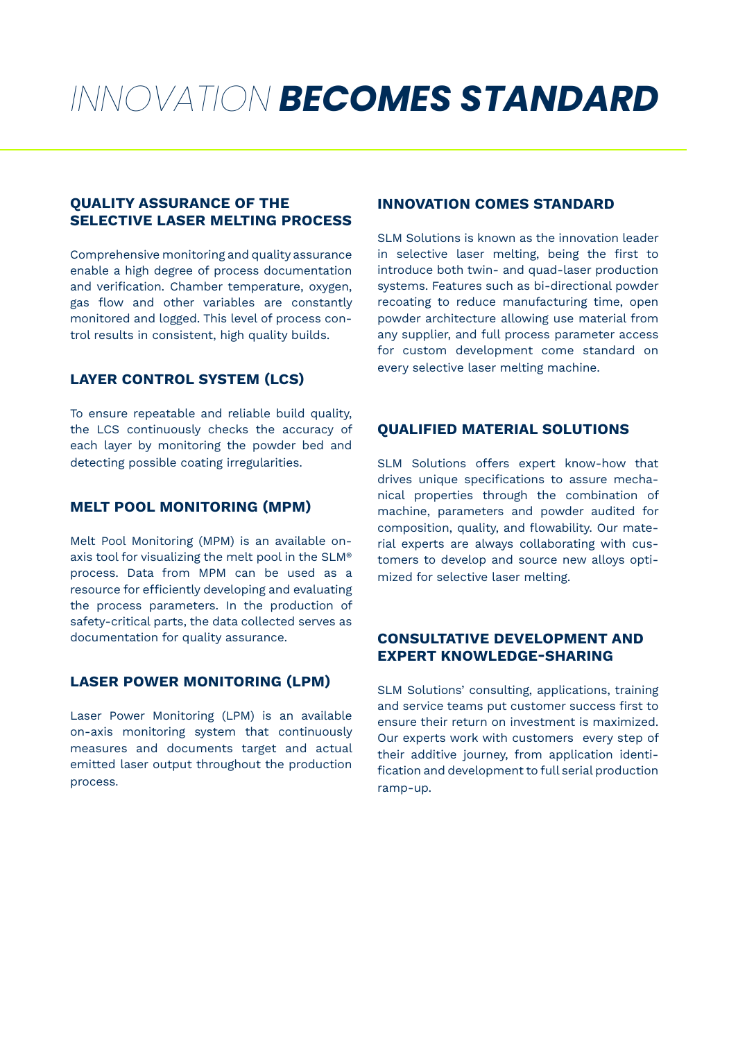# *INNOVATION* **BECOMES STANDARD**

## QUALITY ASSURANCE OF THE SELECTIVE LASER MELTING PROCESS

Comprehensive monitoring and quality assurance enable a high degree of process documentation and verification. Chamber temperature, oxygen, gas flow and other variables are constantly monitored and logged. This level of process control results in consistent, high quality builds.

## LAYER CONTROL SYSTEM (LCS)

To ensure repeatable and reliable build quality, the LCS continuously checks the accuracy of each layer by monitoring the powder bed and detecting possible coating irregularities.

## MELT POOL MONITORING (MPM)

Melt Pool Monitoring (MPM) is an available on-axis tool for visualizing the melt pool in the SLM® process. Data from MPM can be used as a resource for efficiently developing and evaluating the process parameters. In the production of safety-critical parts, the data collected serves as documentation for quality assurance.

## LASER POWER MONITORING (LPM)

Laser Power Monitoring (LPM) is an available on-axis monitoring system that continuously measures and documents target and actual emitted laser output throughout the production process.

## INNOVATION COMES STANDARD

SLM Solutions is known as the innovation leader in selective laser melting, being the first to introduce both twin- and quad-laser production systems. Features such as bi-directional powder recoating to reduce manufacturing time, open powder architecture allowing use material from any supplier, and full process parameter access for custom development come standard on every selective laser melting machine.

## QUALIFIED MATERIAL SOLUTIONS

SLM Solutions offers expert know-how that drives unique specifications to assure mechanical properties through the combination of machine, parameters and powder audited for composition, quality, and flowability. Our material experts are always collaborating with customers to develop and source new alloys optimized for selective laser melting.

## CONSULTATIVE DEVELOPMENT AND EXPERT KNOWLEDGE-SHARING

SLM Solutions' consulting, applications, training and service teams put customer success first to ensure their return on investment is maximized. Our experts work with customers every step of their additive journey, from application identification and development to full serial production ramp-up.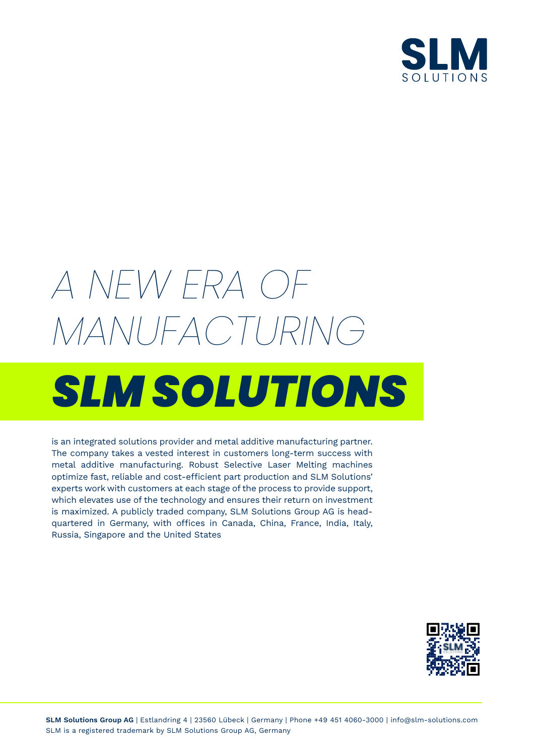# A NEW ERA OF MANUFACTURING

## SLM SOLUTIONS

is an integrated solutions provider and metal additive manufacturing partner. The company takes a vested interest in customers long-term success with metal additive manufacturing. Robust Selective Laser Melting machines optimize fast, reliable and cost-efficient part production and SLM Solutions' experts work with customers at each stage of the process to provide support, which elevates use of the technology and ensures their return on investment is maximized. A publicly traded company, SLM Solutions Group AG is head-quartered in Germany, with offices in Canada, China, France, India, Italy, Russia, Singapore and the United States

**SLM Solutions Group AG** | Estlandring 4 | 23560 Lübeck | Germany | Phone +49 451 4060-3000 | info@slm-solutions.com
SLM is a registered trademark by SLM Solutions Group AG, Germany